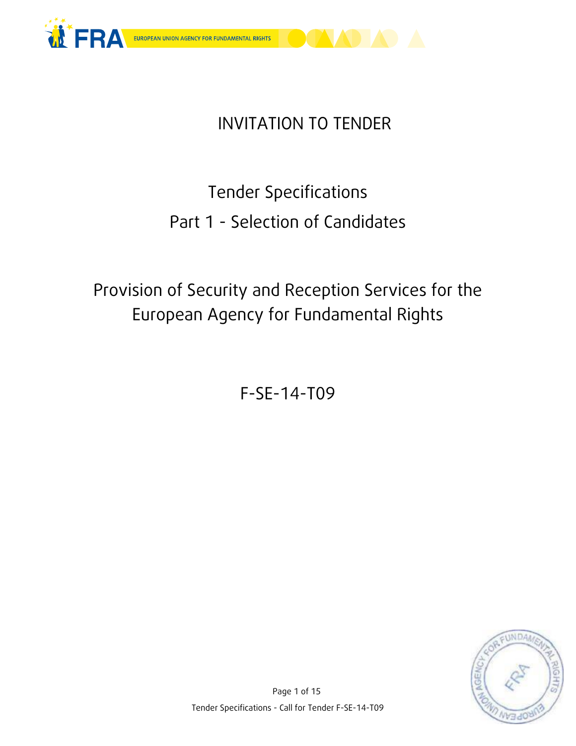# INVITATION TO TENDER

## Tender Specifications
## Part 1 - Selection of Candidates

## Provision of Security and Reception Services for the European Agency for Fundamental Rights

## F-SE-14-T09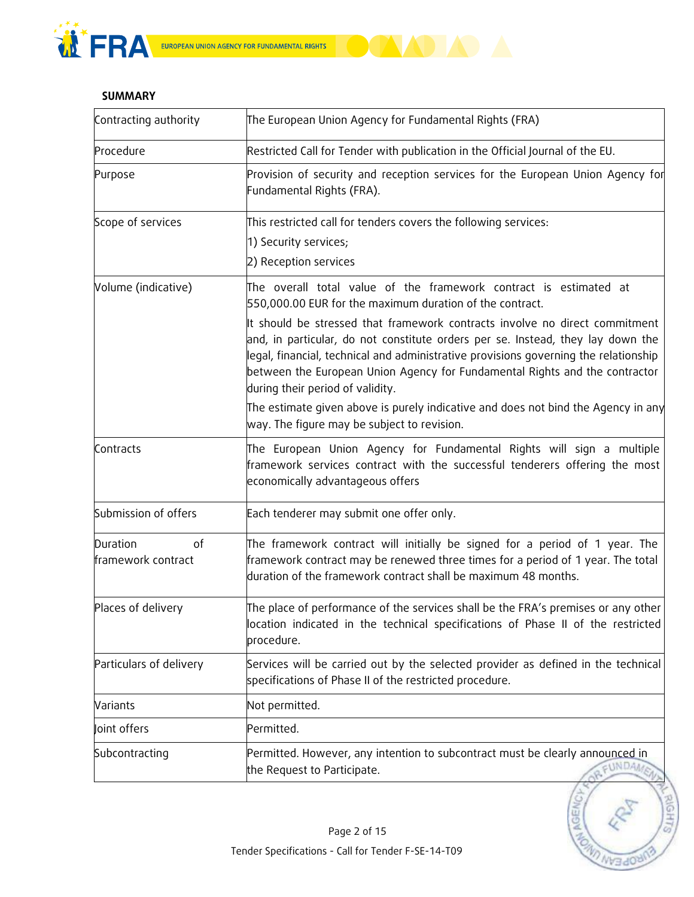**SUMMARY**

| Contracting authority | The European Union Agency for Fundamental Rights (FRA) |
|---|---|
| Procedure | Restricted Call for Tender with publication in the Official Journal of the EU. |
| Purpose | Provision of security and reception services for the European Union Agency for Fundamental Rights (FRA). |
| Scope of services | This restricted call for tenders covers the following services:<br>1) Security services;<br>2) Reception services |
| Volume (indicative) | The overall total value of the framework contract is estimated at 550,000.00 EUR for the maximum duration of the contract.<br>It should be stressed that framework contracts involve no direct commitment and, in particular, do not constitute orders per se. Instead, they lay down the legal, financial, technical and administrative provisions governing the relationship between the European Union Agency for Fundamental Rights and the contractor during their period of validity.<br>The estimate given above is purely indicative and does not bind the Agency in any way. The figure may be subject to revision. |
| Contracts | The European Union Agency for Fundamental Rights will sign a multiple framework services contract with the successful tenderers offering the most economically advantageous offers |
| Submission of offers | Each tenderer may submit one offer only. |
| Duration of framework contract | The framework contract will initially be signed for a period of 1 year. The framework contract may be renewed three times for a period of 1 year. The total duration of the framework contract shall be maximum 48 months. |
| Places of delivery | The place of performance of the services shall be the FRA's premises or any other location indicated in the technical specifications of Phase II of the restricted procedure. |
| Particulars of delivery | Services will be carried out by the selected provider as defined in the technical specifications of Phase II of the restricted procedure. |
| Variants | Not permitted. |
| Joint offers | Permitted. |
| Subcontracting | Permitted. However, any intention to subcontract must be clearly announced in the Request to Participate. |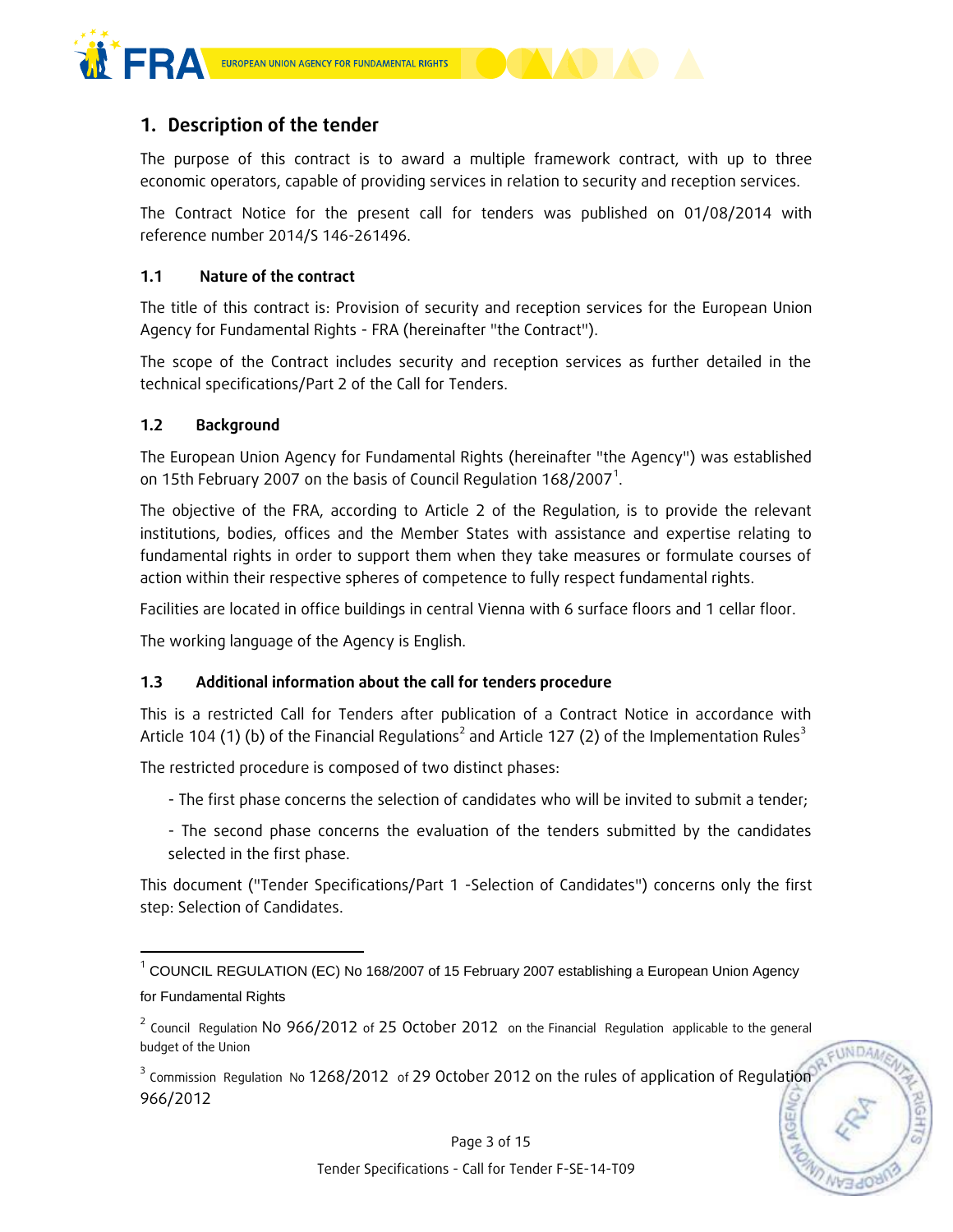# 1. Description of the tender

The purpose of this contract is to award a multiple framework contract, with up to three economic operators, capable of providing services in relation to security and reception services.

The Contract Notice for the present call for tenders was published on 01/08/2014 with reference number 2014/S 146-261496.

## 1.1 Nature of the contract

The title of this contract is: Provision of security and reception services for the European Union Agency for Fundamental Rights - FRA (hereinafter "the Contract").

The scope of the Contract includes security and reception services as further detailed in the technical specifications/Part 2 of the Call for Tenders.

## 1.2 Background

The European Union Agency for Fundamental Rights (hereinafter "the Agency") was established on 15th February 2007 on the basis of Council Regulation 168/2007[1].

The objective of the FRA, according to Article 2 of the Regulation, is to provide the relevant institutions, bodies, offices and the Member States with assistance and expertise relating to fundamental rights in order to support them when they take measures or formulate courses of action within their respective spheres of competence to fully respect fundamental rights.

Facilities are located in office buildings in central Vienna with 6 surface floors and 1 cellar floor.

The working language of the Agency is English.

## 1.3 Additional information about the call for tenders procedure

This is a restricted Call for Tenders after publication of a Contract Notice in accordance with Article 104 (1) (b) of the Financial Regulations[2] and Article 127 (2) of the Implementation Rules[3]

The restricted procedure is composed of two distinct phases:

- The first phase concerns the selection of candidates who will be invited to submit a tender;

- The second phase concerns the evaluation of the tenders submitted by the candidates selected in the first phase.

This document ("Tender Specifications/Part 1 -Selection of Candidates") concerns only the first step: Selection of Candidates.

---

[1] COUNCIL REGULATION (EC) No 168/2007 of 15 February 2007 establishing a European Union Agency for Fundamental Rights

[2] Council Regulation No 966/2012 of 25 October 2012 on the Financial Regulation applicable to the general budget of the Union

[3] Commission Regulation No 1268/2012 of 29 October 2012 on the rules of application of Regulation 966/2012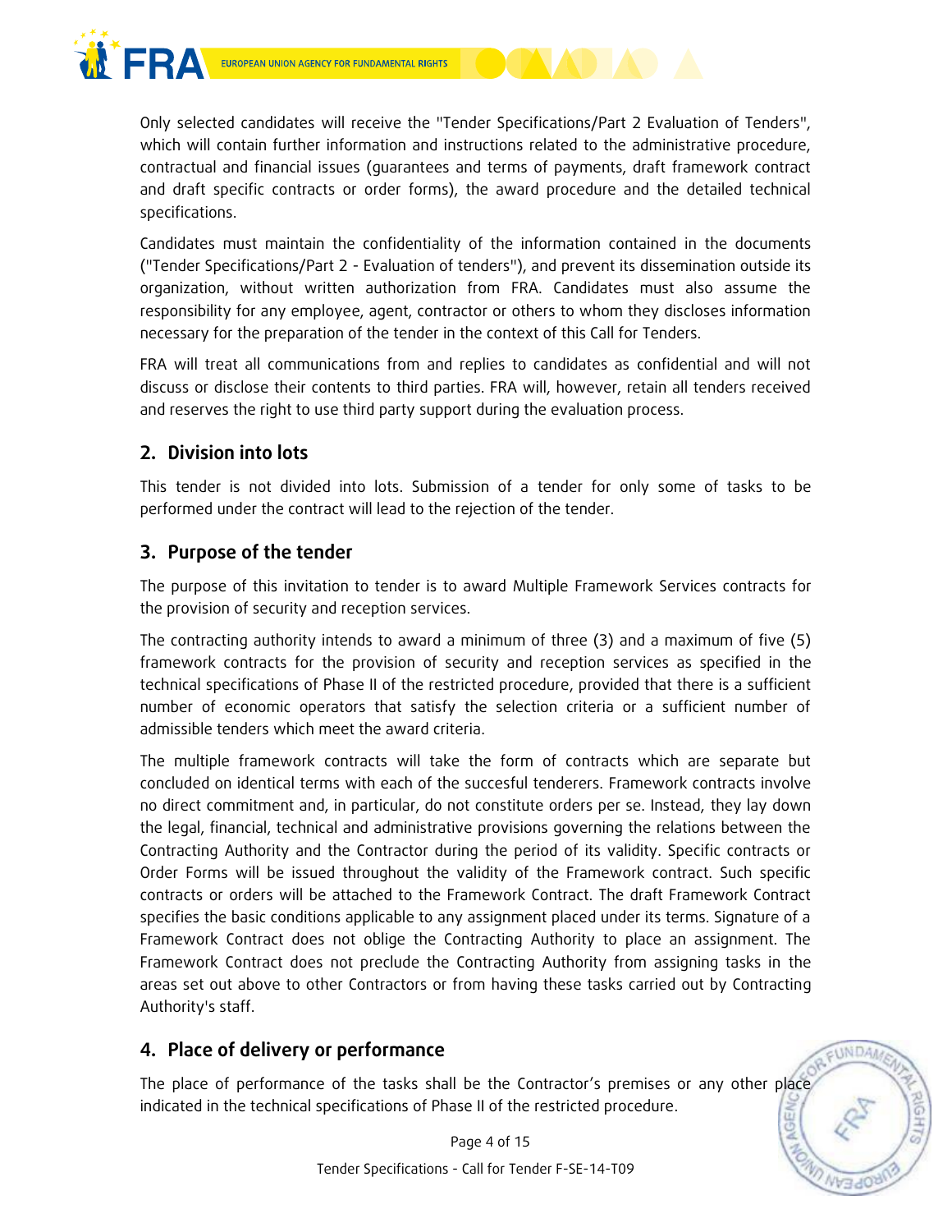Only selected candidates will receive the "Tender Specifications/Part 2 Evaluation of Tenders", which will contain further information and instructions related to the administrative procedure, contractual and financial issues (guarantees and terms of payments, draft framework contract and draft specific contracts or order forms), the award procedure and the detailed technical specifications.

Candidates must maintain the confidentiality of the information contained in the documents ("Tender Specifications/Part 2 - Evaluation of tenders"), and prevent its dissemination outside its organization, without written authorization from FRA. Candidates must also assume the responsibility for any employee, agent, contractor or others to whom they discloses information necessary for the preparation of the tender in the context of this Call for Tenders.

FRA will treat all communications from and replies to candidates as confidential and will not discuss or disclose their contents to third parties. FRA will, however, retain all tenders received and reserves the right to use third party support during the evaluation process.

## 2. Division into lots

This tender is not divided into lots. Submission of a tender for only some of tasks to be performed under the contract will lead to the rejection of the tender.

## 3. Purpose of the tender

The purpose of this invitation to tender is to award Multiple Framework Services contracts for the provision of security and reception services.

The contracting authority intends to award a minimum of three (3) and a maximum of five (5) framework contracts for the provision of security and reception services as specified in the technical specifications of Phase II of the restricted procedure, provided that there is a sufficient number of economic operators that satisfy the selection criteria or a sufficient number of admissible tenders which meet the award criteria.

The multiple framework contracts will take the form of contracts which are separate but concluded on identical terms with each of the succesful tenderers. Framework contracts involve no direct commitment and, in particular, do not constitute orders per se. Instead, they lay down the legal, financial, technical and administrative provisions governing the relations between the Contracting Authority and the Contractor during the period of its validity. Specific contracts or Order Forms will be issued throughout the validity of the Framework contract. Such specific contracts or orders will be attached to the Framework Contract. The draft Framework Contract specifies the basic conditions applicable to any assignment placed under its terms. Signature of a Framework Contract does not oblige the Contracting Authority to place an assignment. The Framework Contract does not preclude the Contracting Authority from assigning tasks in the areas set out above to other Contractors or from having these tasks carried out by Contracting Authority's staff.

## 4. Place of delivery or performance

The place of performance of the tasks shall be the Contractor's premises or any other place indicated in the technical specifications of Phase II of the restricted procedure.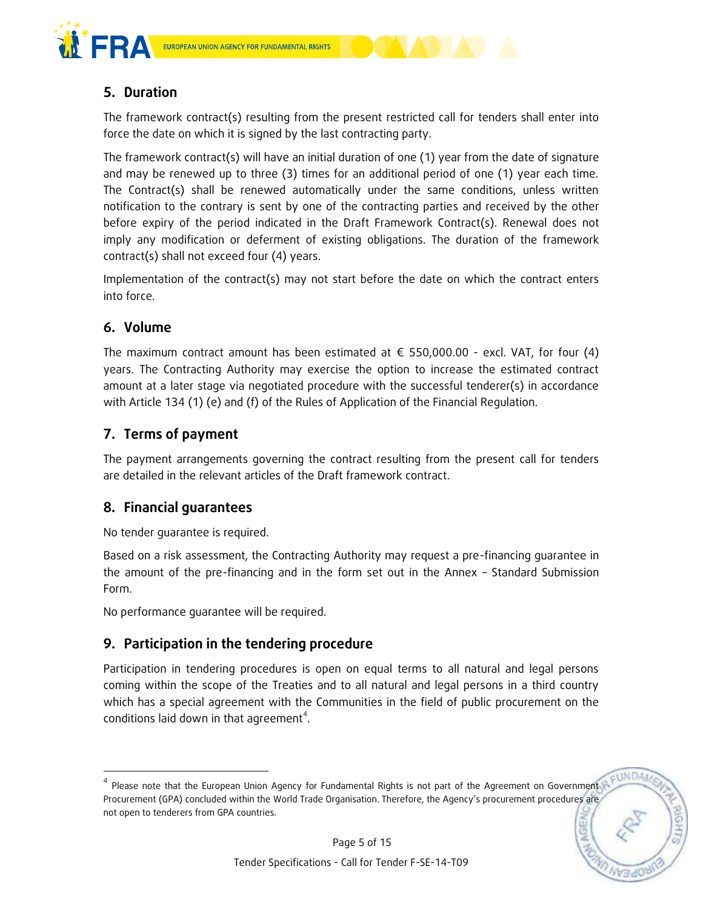## 5. Duration

The framework contract(s) resulting from the present restricted call for tenders shall enter into force the date on which it is signed by the last contracting party.

The framework contract(s) will have an initial duration of one (1) year from the date of signature and may be renewed up to three (3) times for an additional period of one (1) year each time. The Contract(s) shall be renewed automatically under the same conditions, unless written notification to the contrary is sent by one of the contracting parties and received by the other before expiry of the period indicated in the Draft Framework Contract(s). Renewal does not imply any modification or deferment of existing obligations. The duration of the framework contract(s) shall not exceed four (4) years.

Implementation of the contract(s) may not start before the date on which the contract enters into force.

## 6. Volume

The maximum contract amount has been estimated at € 550,000.00 - excl. VAT, for four (4) years. The Contracting Authority may exercise the option to increase the estimated contract amount at a later stage via negotiated procedure with the successful tenderer(s) in accordance with Article 134 (1) (e) and (f) of the Rules of Application of the Financial Regulation.

## 7. Terms of payment

The payment arrangements governing the contract resulting from the present call for tenders are detailed in the relevant articles of the Draft framework contract.

## 8. Financial guarantees

No tender guarantee is required.

Based on a risk assessment, the Contracting Authority may request a pre-financing guarantee in the amount of the pre-financing and in the form set out in the Annex – Standard Submission Form.

No performance guarantee will be required.

## 9. Participation in the tendering procedure

Participation in tendering procedures is open on equal terms to all natural and legal persons coming within the scope of the Treaties and to all natural and legal persons in a third country which has a special agreement with the Communities in the field of public procurement on the conditions laid down in that agreement[4].

---

[4] Please note that the European Union Agency for Fundamental Rights is not part of the Agreement on Government Procurement (GPA) concluded within the World Trade Organisation. Therefore, the Agency's procurement procedures are not open to tenderers from GPA countries.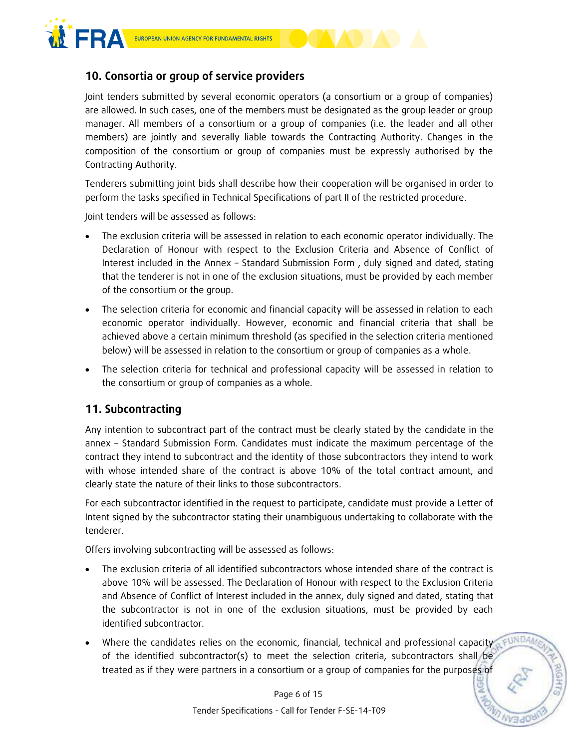## 10. Consortia or group of service providers

Joint tenders submitted by several economic operators (a consortium or a group of companies) are allowed. In such cases, one of the members must be designated as the group leader or group manager. All members of a consortium or a group of companies (i.e. the leader and all other members) are jointly and severally liable towards the Contracting Authority. Changes in the composition of the consortium or group of companies must be expressly authorised by the Contracting Authority.

Tenderers submitting joint bids shall describe how their cooperation will be organised in order to perform the tasks specified in Technical Specifications of part II of the restricted procedure.

Joint tenders will be assessed as follows:

- The exclusion criteria will be assessed in relation to each economic operator individually. The Declaration of Honour with respect to the Exclusion Criteria and Absence of Conflict of Interest included in the Annex – Standard Submission Form , duly signed and dated, stating that the tenderer is not in one of the exclusion situations, must be provided by each member of the consortium or the group.
- The selection criteria for economic and financial capacity will be assessed in relation to each economic operator individually. However, economic and financial criteria that shall be achieved above a certain minimum threshold (as specified in the selection criteria mentioned below) will be assessed in relation to the consortium or group of companies as a whole.
- The selection criteria for technical and professional capacity will be assessed in relation to the consortium or group of companies as a whole.

## 11. Subcontracting

Any intention to subcontract part of the contract must be clearly stated by the candidate in the annex – Standard Submission Form. Candidates must indicate the maximum percentage of the contract they intend to subcontract and the identity of those subcontractors they intend to work with whose intended share of the contract is above 10% of the total contract amount, and clearly state the nature of their links to those subcontractors.

For each subcontractor identified in the request to participate, candidate must provide a Letter of Intent signed by the subcontractor stating their unambiguous undertaking to collaborate with the tenderer.

Offers involving subcontracting will be assessed as follows:

- The exclusion criteria of all identified subcontractors whose intended share of the contract is above 10% will be assessed. The Declaration of Honour with respect to the Exclusion Criteria and Absence of Conflict of Interest included in the annex, duly signed and dated, stating that the subcontractor is not in one of the exclusion situations, must be provided by each identified subcontractor.
- Where the candidates relies on the economic, financial, technical and professional capacity of the identified subcontractor(s) to meet the selection criteria, subcontractors shall be treated as if they were partners in a consortium or a group of companies for the purposes of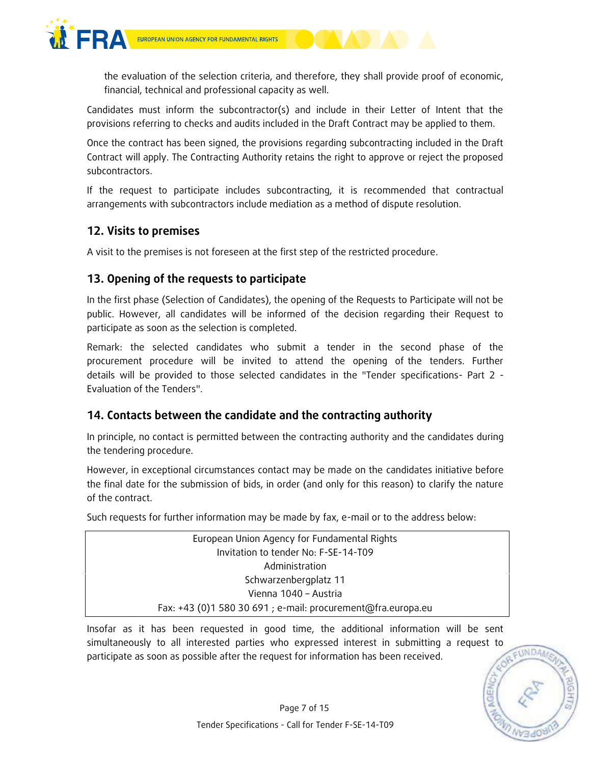the evaluation of the selection criteria, and therefore, they shall provide proof of economic, financial, technical and professional capacity as well.

Candidates must inform the subcontractor(s) and include in their Letter of Intent that the provisions referring to checks and audits included in the Draft Contract may be applied to them.

Once the contract has been signed, the provisions regarding subcontracting included in the Draft Contract will apply. The Contracting Authority retains the right to approve or reject the proposed subcontractors.

If the request to participate includes subcontracting, it is recommended that contractual arrangements with subcontractors include mediation as a method of dispute resolution.

## 12. Visits to premises

A visit to the premises is not foreseen at the first step of the restricted procedure.

## 13. Opening of the requests to participate

In the first phase (Selection of Candidates), the opening of the Requests to Participate will not be public. However, all candidates will be informed of the decision regarding their Request to participate as soon as the selection is completed.

Remark: the selected candidates who submit a tender in the second phase of the procurement procedure will be invited to attend the opening of the tenders. Further details will be provided to those selected candidates in the "Tender specifications- Part 2 - Evaluation of the Tenders".

## 14. Contacts between the candidate and the contracting authority

In principle, no contact is permitted between the contracting authority and the candidates during the tendering procedure.

However, in exceptional circumstances contact may be made on the candidates initiative before the final date for the submission of bids, in order (and only for this reason) to clarify the nature of the contract.

Such requests for further information may be made by fax, e-mail or to the address below:

| European Union Agency for Fundamental Rights<br>Invitation to tender No: F-SE-14-T09<br>Administration<br>Schwarzenbergplatz 11<br>Vienna 1040 – Austria<br>Fax: +43 (0)1 580 30 691 ; e-mail: procurement@fra.europa.eu |
|---|

Insofar as it has been requested in good time, the additional information will be sent simultaneously to all interested parties who expressed interest in submitting a request to participate as soon as possible after the request for information has been received.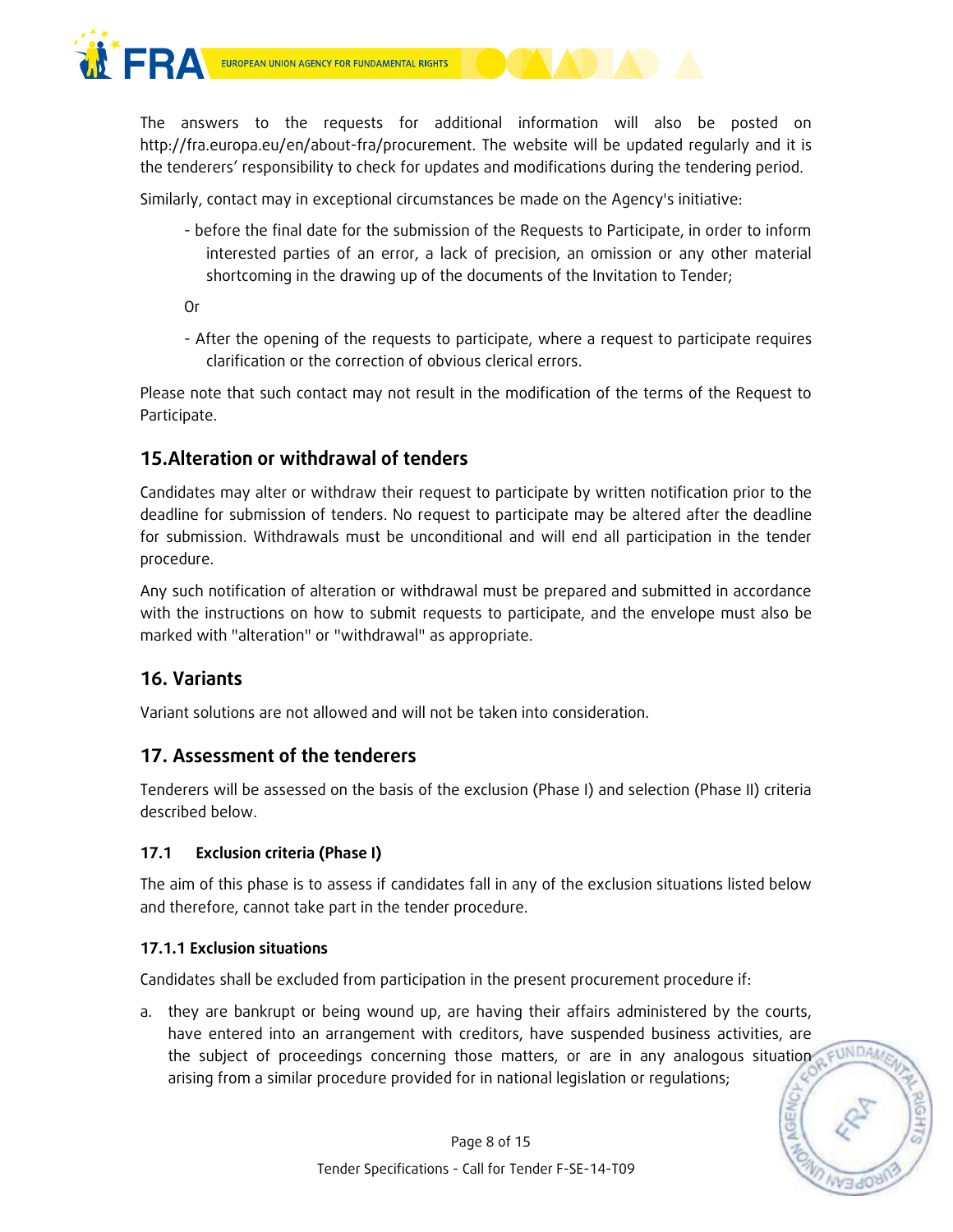The answers to the requests for additional information will also be posted on http://fra.europa.eu/en/about-fra/procurement. The website will be updated regularly and it is the tenderers' responsibility to check for updates and modifications during the tendering period.

Similarly, contact may in exceptional circumstances be made on the Agency's initiative:

- before the final date for the submission of the Requests to Participate, in order to inform interested parties of an error, a lack of precision, an omission or any other material shortcoming in the drawing up of the documents of the Invitation to Tender;

Or

- After the opening of the requests to participate, where a request to participate requires clarification or the correction of obvious clerical errors.

Please note that such contact may not result in the modification of the terms of the Request to Participate.

## 15. Alteration or withdrawal of tenders

Candidates may alter or withdraw their request to participate by written notification prior to the deadline for submission of tenders. No request to participate may be altered after the deadline for submission. Withdrawals must be unconditional and will end all participation in the tender procedure.

Any such notification of alteration or withdrawal must be prepared and submitted in accordance with the instructions on how to submit requests to participate, and the envelope must also be marked with "alteration" or "withdrawal" as appropriate.

## 16. Variants

Variant solutions are not allowed and will not be taken into consideration.

## 17. Assessment of the tenderers

Tenderers will be assessed on the basis of the exclusion (Phase I) and selection (Phase II) criteria described below.

### 17.1 Exclusion criteria (Phase I)

The aim of this phase is to assess if candidates fall in any of the exclusion situations listed below and therefore, cannot take part in the tender procedure.

#### 17.1.1 Exclusion situations

Candidates shall be excluded from participation in the present procurement procedure if:

a. they are bankrupt or being wound up, are having their affairs administered by the courts, have entered into an arrangement with creditors, have suspended business activities, are the subject of proceedings concerning those matters, or are in any analogous situation arising from a similar procedure provided for in national legislation or regulations;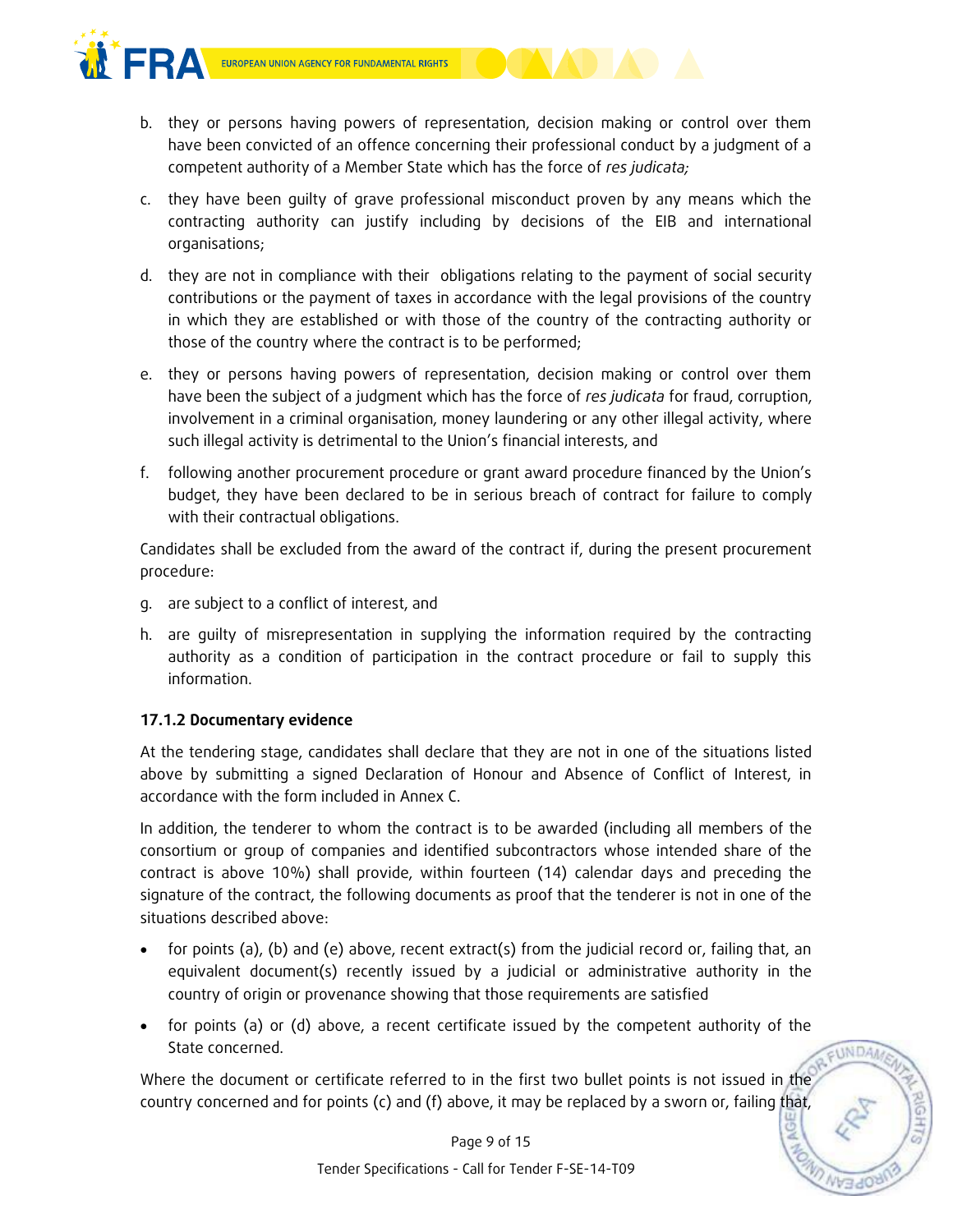b. they or persons having powers of representation, decision making or control over them have been convicted of an offence concerning their professional conduct by a judgment of a competent authority of a Member State which has the force of *res judicata;*

c. they have been guilty of grave professional misconduct proven by any means which the contracting authority can justify including by decisions of the EIB and international organisations;

d. they are not in compliance with their obligations relating to the payment of social security contributions or the payment of taxes in accordance with the legal provisions of the country in which they are established or with those of the country of the contracting authority or those of the country where the contract is to be performed;

e. they or persons having powers of representation, decision making or control over them have been the subject of a judgment which has the force of *res judicata* for fraud, corruption, involvement in a criminal organisation, money laundering or any other illegal activity, where such illegal activity is detrimental to the Union's financial interests, and

f. following another procurement procedure or grant award procedure financed by the Union's budget, they have been declared to be in serious breach of contract for failure to comply with their contractual obligations.

Candidates shall be excluded from the award of the contract if, during the present procurement procedure:

g. are subject to a conflict of interest, and

h. are guilty of misrepresentation in supplying the information required by the contracting authority as a condition of participation in the contract procedure or fail to supply this information.

**17.1.2 Documentary evidence**

At the tendering stage, candidates shall declare that they are not in one of the situations listed above by submitting a signed Declaration of Honour and Absence of Conflict of Interest, in accordance with the form included in Annex C.

In addition, the tenderer to whom the contract is to be awarded (including all members of the consortium or group of companies and identified subcontractors whose intended share of the contract is above 10%) shall provide, within fourteen (14) calendar days and preceding the signature of the contract, the following documents as proof that the tenderer is not in one of the situations described above:

- for points (a), (b) and (e) above, recent extract(s) from the judicial record or, failing that, an equivalent document(s) recently issued by a judicial or administrative authority in the country of origin or provenance showing that those requirements are satisfied
- for points (a) or (d) above, a recent certificate issued by the competent authority of the State concerned.

Where the document or certificate referred to in the first two bullet points is not issued in the country concerned and for points (c) and (f) above, it may be replaced by a sworn or, failing that,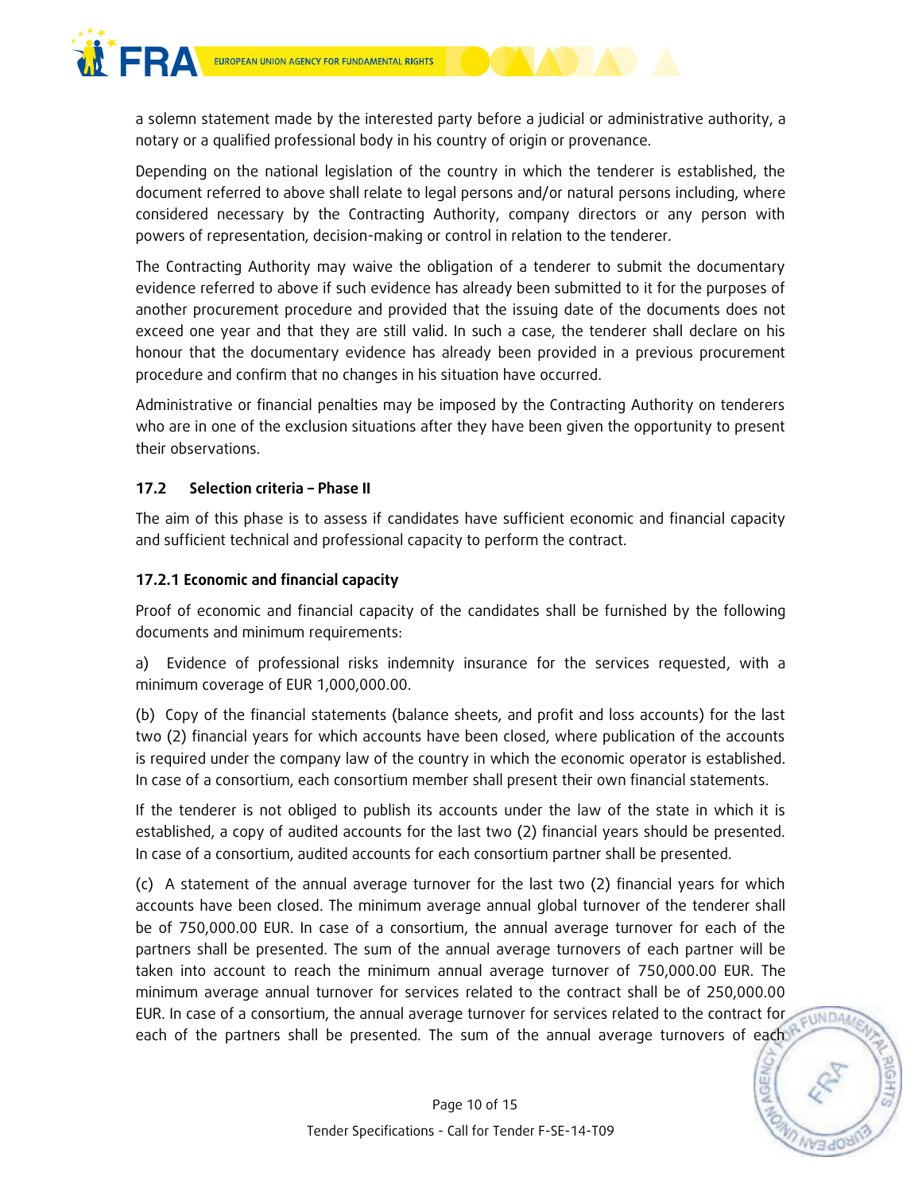a solemn statement made by the interested party before a judicial or administrative authority, a notary or a qualified professional body in his country of origin or provenance.

Depending on the national legislation of the country in which the tenderer is established, the document referred to above shall relate to legal persons and/or natural persons including, where considered necessary by the Contracting Authority, company directors or any person with powers of representation, decision-making or control in relation to the tenderer.

The Contracting Authority may waive the obligation of a tenderer to submit the documentary evidence referred to above if such evidence has already been submitted to it for the purposes of another procurement procedure and provided that the issuing date of the documents does not exceed one year and that they are still valid. In such a case, the tenderer shall declare on his honour that the documentary evidence has already been provided in a previous procurement procedure and confirm that no changes in his situation have occurred.

Administrative or financial penalties may be imposed by the Contracting Authority on tenderers who are in one of the exclusion situations after they have been given the opportunity to present their observations.

### 17.2 Selection criteria – Phase II

The aim of this phase is to assess if candidates have sufficient economic and financial capacity and sufficient technical and professional capacity to perform the contract.

#### 17.2.1 Economic and financial capacity

Proof of economic and financial capacity of the candidates shall be furnished by the following documents and minimum requirements:

a) Evidence of professional risks indemnity insurance for the services requested, with a minimum coverage of EUR 1,000,000.00.

(b) Copy of the financial statements (balance sheets, and profit and loss accounts) for the last two (2) financial years for which accounts have been closed, where publication of the accounts is required under the company law of the country in which the economic operator is established. In case of a consortium, each consortium member shall present their own financial statements.

If the tenderer is not obliged to publish its accounts under the law of the state in which it is established, a copy of audited accounts for the last two (2) financial years should be presented. In case of a consortium, audited accounts for each consortium partner shall be presented.

(c) A statement of the annual average turnover for the last two (2) financial years for which accounts have been closed. The minimum average annual global turnover of the tenderer shall be of 750,000.00 EUR. In case of a consortium, the annual average turnover for each of the partners shall be presented. The sum of the annual average turnovers of each partner will be taken into account to reach the minimum annual average turnover of 750,000.00 EUR. The minimum average annual turnover for services related to the contract shall be of 250,000.00 EUR. In case of a consortium, the annual average turnover for services related to the contract for each of the partners shall be presented. The sum of the annual average turnovers of each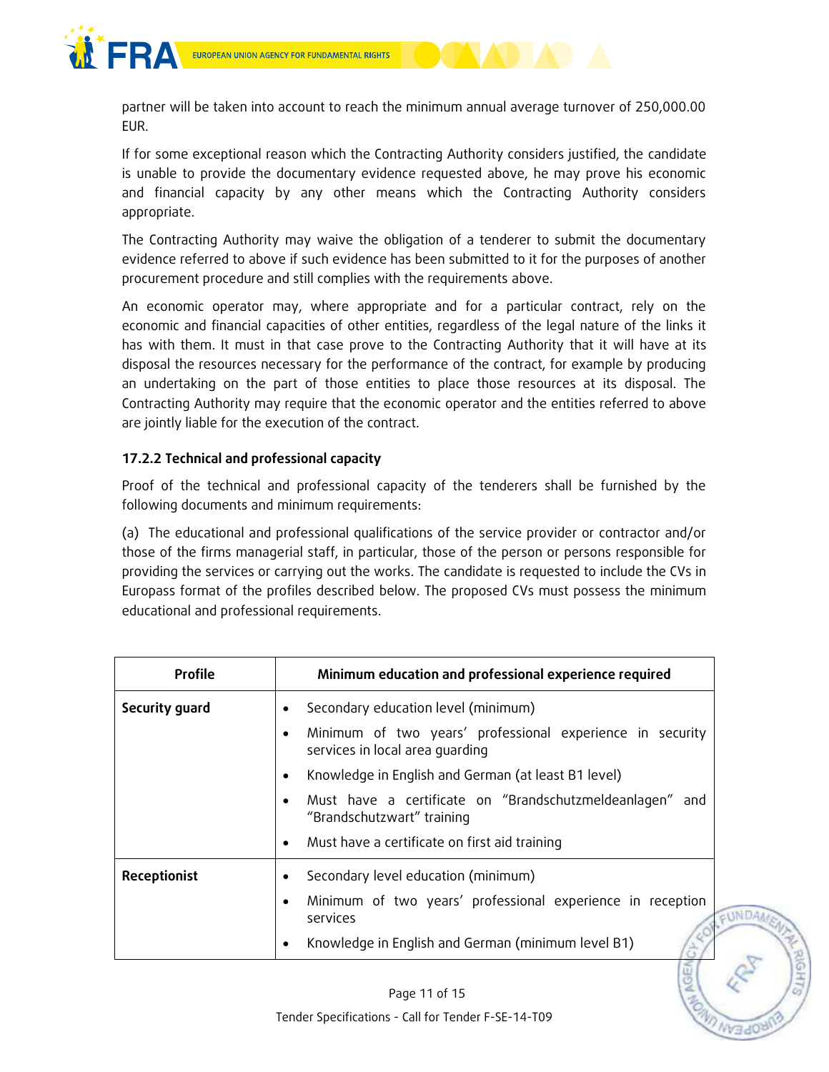partner will be taken into account to reach the minimum annual average turnover of 250,000.00 EUR.

If for some exceptional reason which the Contracting Authority considers justified, the candidate is unable to provide the documentary evidence requested above, he may prove his economic and financial capacity by any other means which the Contracting Authority considers appropriate.

The Contracting Authority may waive the obligation of a tenderer to submit the documentary evidence referred to above if such evidence has been submitted to it for the purposes of another procurement procedure and still complies with the requirements above.

An economic operator may, where appropriate and for a particular contract, rely on the economic and financial capacities of other entities, regardless of the legal nature of the links it has with them. It must in that case prove to the Contracting Authority that it will have at its disposal the resources necessary for the performance of the contract, for example by producing an undertaking on the part of those entities to place those resources at its disposal. The Contracting Authority may require that the economic operator and the entities referred to above are jointly liable for the execution of the contract.

#### 17.2.2 Technical and professional capacity

Proof of the technical and professional capacity of the tenderers shall be furnished by the following documents and minimum requirements:

(a) The educational and professional qualifications of the service provider or contractor and/or those of the firms managerial staff, in particular, those of the person or persons responsible for providing the services or carrying out the works. The candidate is requested to include the CVs in Europass format of the profiles described below. The proposed CVs must possess the minimum educational and professional requirements.

| Profile | Minimum education and professional experience required |
|---|---|
| **Security guard** | • Secondary education level (minimum)<br>• Minimum of two years' professional experience in security services in local area guarding<br>• Knowledge in English and German (at least B1 level)<br>• Must have a certificate on "Brandschutzmeldeanlagen" and "Brandschutzwart" training<br>• Must have a certificate on first aid training |
| **Receptionist** | • Secondary level education (minimum)<br>• Minimum of two years' professional experience in reception services<br>• Knowledge in English and German (minimum level B1) |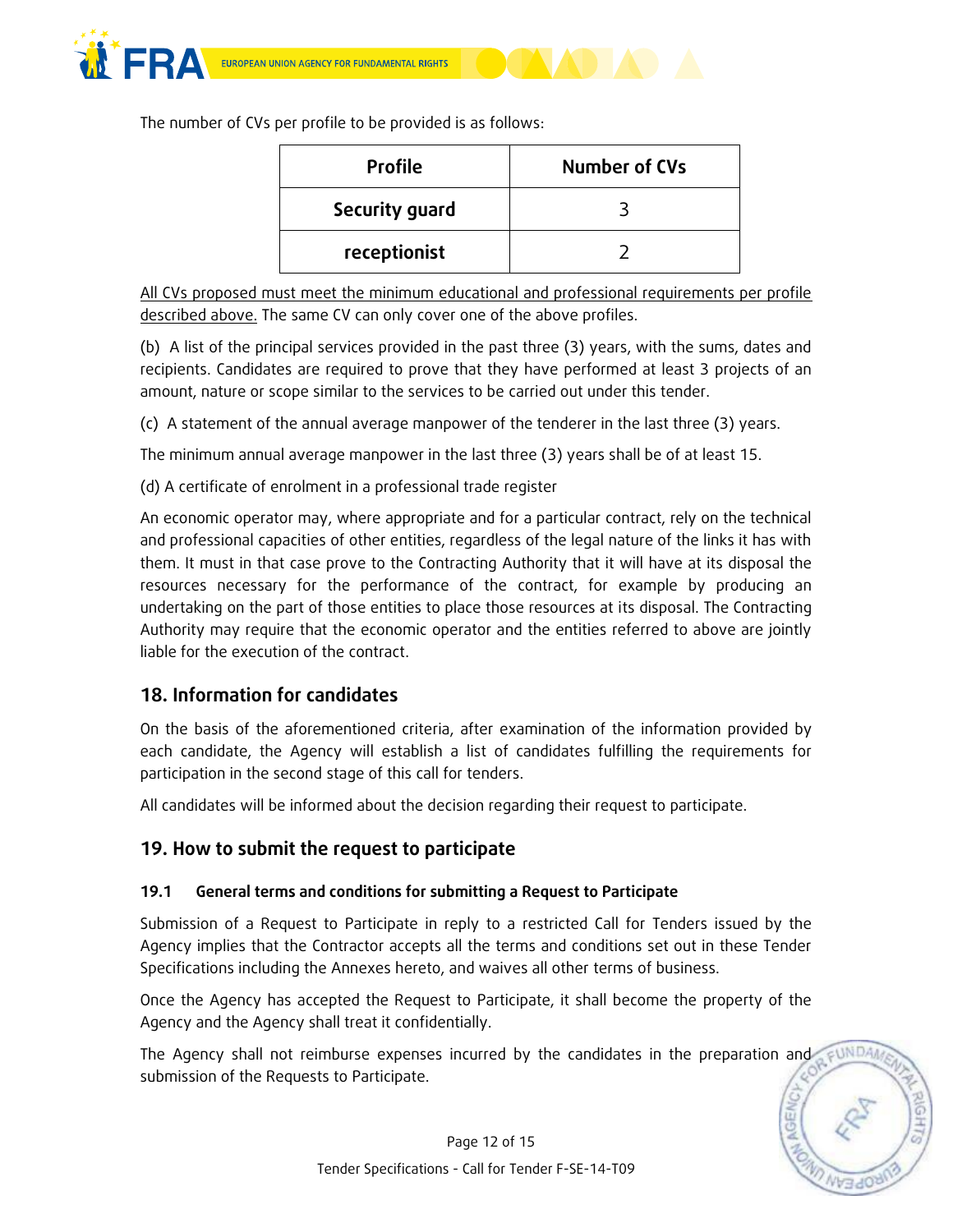The number of CVs per profile to be provided is as follows:

| Profile | Number of CVs |
|---|---|
| **Security guard** | 3 |
| **receptionist** | 2 |

<u>All CVs proposed must meet the minimum educational and professional requirements per profile described above.</u> The same CV can only cover one of the above profiles.

(b) A list of the principal services provided in the past three (3) years, with the sums, dates and recipients. Candidates are required to prove that they have performed at least 3 projects of an amount, nature or scope similar to the services to be carried out under this tender.

(c) A statement of the annual average manpower of the tenderer in the last three (3) years.

The minimum annual average manpower in the last three (3) years shall be of at least 15.

(d) A certificate of enrolment in a professional trade register

An economic operator may, where appropriate and for a particular contract, rely on the technical and professional capacities of other entities, regardless of the legal nature of the links it has with them. It must in that case prove to the Contracting Authority that it will have at its disposal the resources necessary for the performance of the contract, for example by producing an undertaking on the part of those entities to place those resources at its disposal. The Contracting Authority may require that the economic operator and the entities referred to above are jointly liable for the execution of the contract.

## 18. Information for candidates

On the basis of the aforementioned criteria, after examination of the information provided by each candidate, the Agency will establish a list of candidates fulfilling the requirements for participation in the second stage of this call for tenders.

All candidates will be informed about the decision regarding their request to participate.

## 19. How to submit the request to participate

### 19.1 General terms and conditions for submitting a Request to Participate

Submission of a Request to Participate in reply to a restricted Call for Tenders issued by the Agency implies that the Contractor accepts all the terms and conditions set out in these Tender Specifications including the Annexes hereto, and waives all other terms of business.

Once the Agency has accepted the Request to Participate, it shall become the property of the Agency and the Agency shall treat it confidentially.

The Agency shall not reimburse expenses incurred by the candidates in the preparation and submission of the Requests to Participate.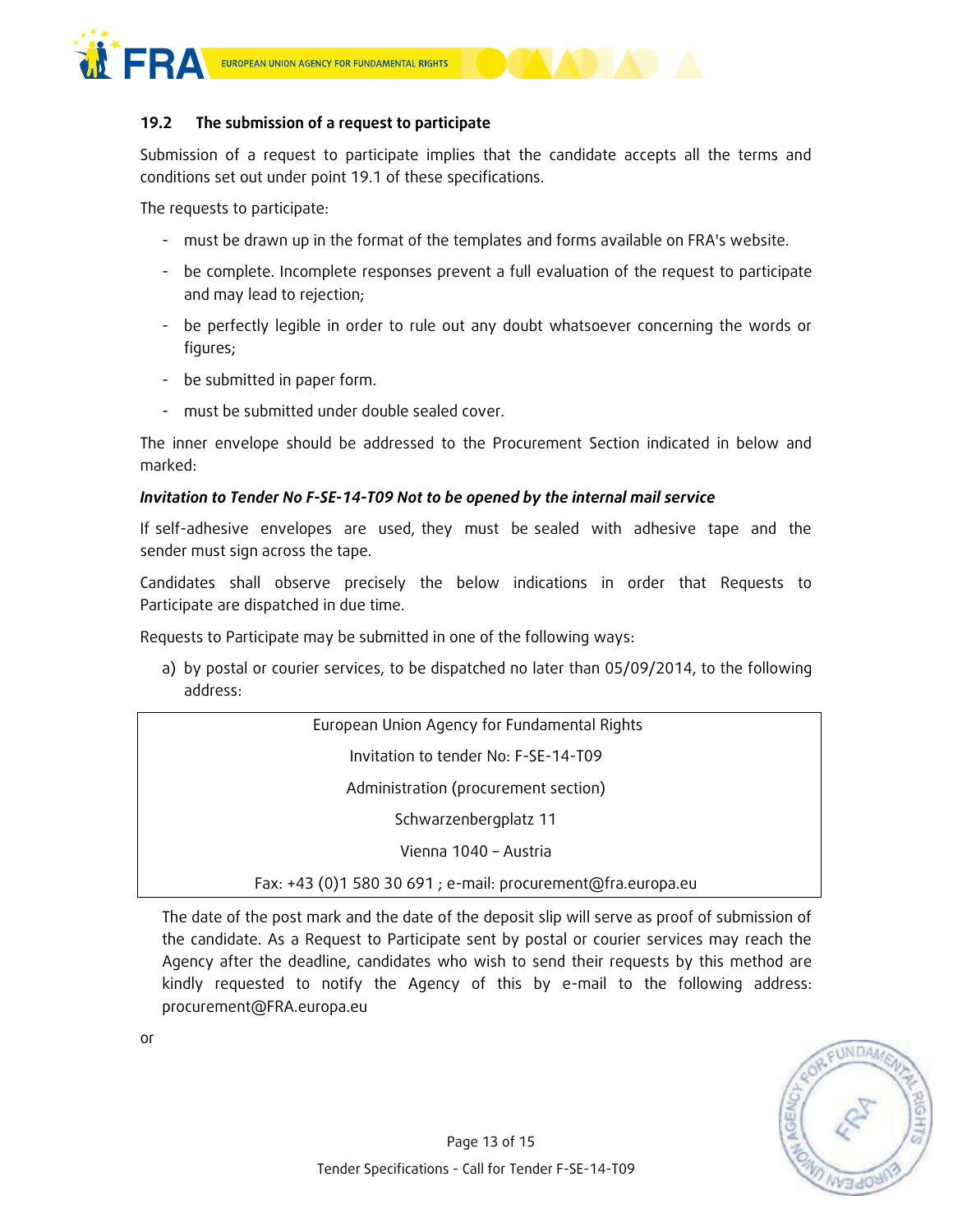### 19.2 The submission of a request to participate

Submission of a request to participate implies that the candidate accepts all the terms and conditions set out under point 19.1 of these specifications.

The requests to participate:

- must be drawn up in the format of the templates and forms available on FRA's website.
- be complete. Incomplete responses prevent a full evaluation of the request to participate and may lead to rejection;
- be perfectly legible in order to rule out any doubt whatsoever concerning the words or figures;
- be submitted in paper form.
- must be submitted under double sealed cover.

The inner envelope should be addressed to the Procurement Section indicated in below and marked:

***Invitation to Tender No F-SE-14-T09 Not to be opened by the internal mail service***

If self-adhesive envelopes are used, they must be sealed with adhesive tape and the sender must sign across the tape.

Candidates shall observe precisely the below indications in order that Requests to Participate are dispatched in due time.

Requests to Participate may be submitted in one of the following ways:

a) by postal or courier services, to be dispatched no later than 05/09/2014, to the following address:

| European Union Agency for Fundamental Rights |
|---|
| Invitation to tender No: F-SE-14-T09 |
| Administration (procurement section) |
| Schwarzenbergplatz 11 |
| Vienna 1040 – Austria |
| Fax: +43 (0)1 580 30 691 ; e-mail: procurement@fra.europa.eu |

The date of the post mark and the date of the deposit slip will serve as proof of submission of the candidate. As a Request to Participate sent by postal or courier services may reach the Agency after the deadline, candidates who wish to send their requests by this method are kindly requested to notify the Agency of this by e-mail to the following address: procurement@FRA.europa.eu

or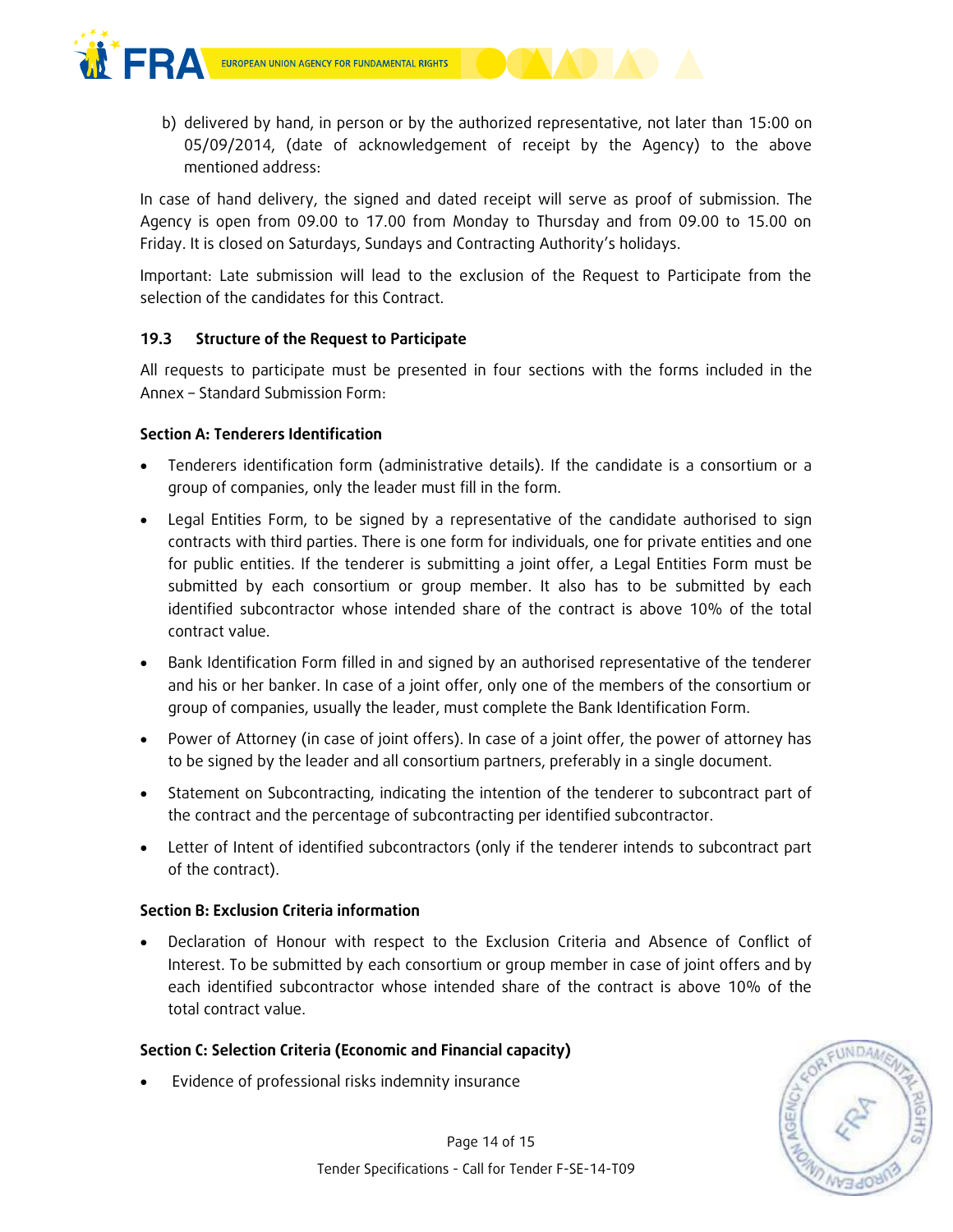b) delivered by hand, in person or by the authorized representative, not later than 15:00 on 05/09/2014, (date of acknowledgement of receipt by the Agency) to the above mentioned address:

In case of hand delivery, the signed and dated receipt will serve as proof of submission. The Agency is open from 09.00 to 17.00 from Monday to Thursday and from 09.00 to 15.00 on Friday. It is closed on Saturdays, Sundays and Contracting Authority's holidays.

Important: Late submission will lead to the exclusion of the Request to Participate from the selection of the candidates for this Contract.

### 19.3 Structure of the Request to Participate

All requests to participate must be presented in four sections with the forms included in the Annex – Standard Submission Form:

**Section A: Tenderers Identification**

- Tenderers identification form (administrative details). If the candidate is a consortium or a group of companies, only the leader must fill in the form.
- Legal Entities Form, to be signed by a representative of the candidate authorised to sign contracts with third parties. There is one form for individuals, one for private entities and one for public entities. If the tenderer is submitting a joint offer, a Legal Entities Form must be submitted by each consortium or group member. It also has to be submitted by each identified subcontractor whose intended share of the contract is above 10% of the total contract value.
- Bank Identification Form filled in and signed by an authorised representative of the tenderer and his or her banker. In case of a joint offer, only one of the members of the consortium or group of companies, usually the leader, must complete the Bank Identification Form.
- Power of Attorney (in case of joint offers). In case of a joint offer, the power of attorney has to be signed by the leader and all consortium partners, preferably in a single document.
- Statement on Subcontracting, indicating the intention of the tenderer to subcontract part of the contract and the percentage of subcontracting per identified subcontractor.
- Letter of Intent of identified subcontractors (only if the tenderer intends to subcontract part of the contract).

**Section B: Exclusion Criteria information**

- Declaration of Honour with respect to the Exclusion Criteria and Absence of Conflict of Interest. To be submitted by each consortium or group member in case of joint offers and by each identified subcontractor whose intended share of the contract is above 10% of the total contract value.

**Section C: Selection Criteria (Economic and Financial capacity)**

- Evidence of professional risks indemnity insurance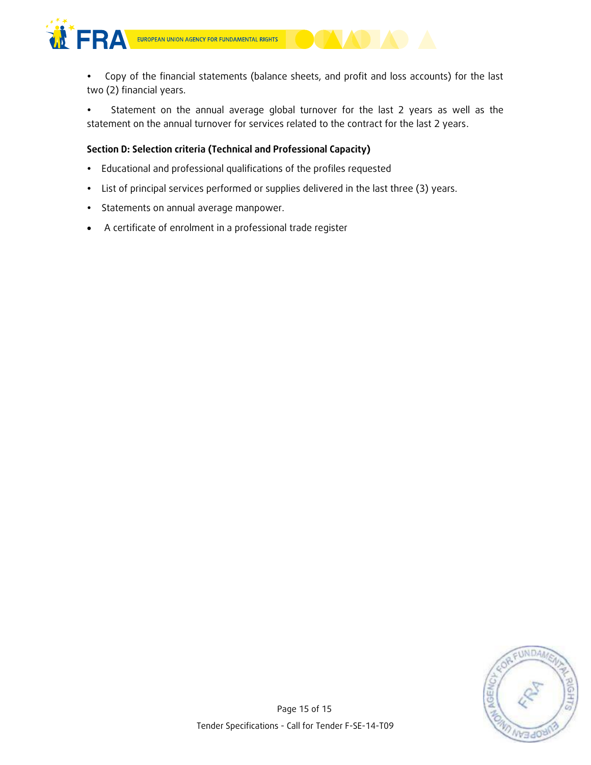- Copy of the financial statements (balance sheets, and profit and loss accounts) for the last two (2) financial years.
- Statement on the annual average global turnover for the last 2 years as well as the statement on the annual turnover for services related to the contract for the last 2 years.

**Section D: Selection criteria (Technical and Professional Capacity)**

- Educational and professional qualifications of the profiles requested
- List of principal services performed or supplies delivered in the last three (3) years.
- Statements on annual average manpower.
- A certificate of enrolment in a professional trade register